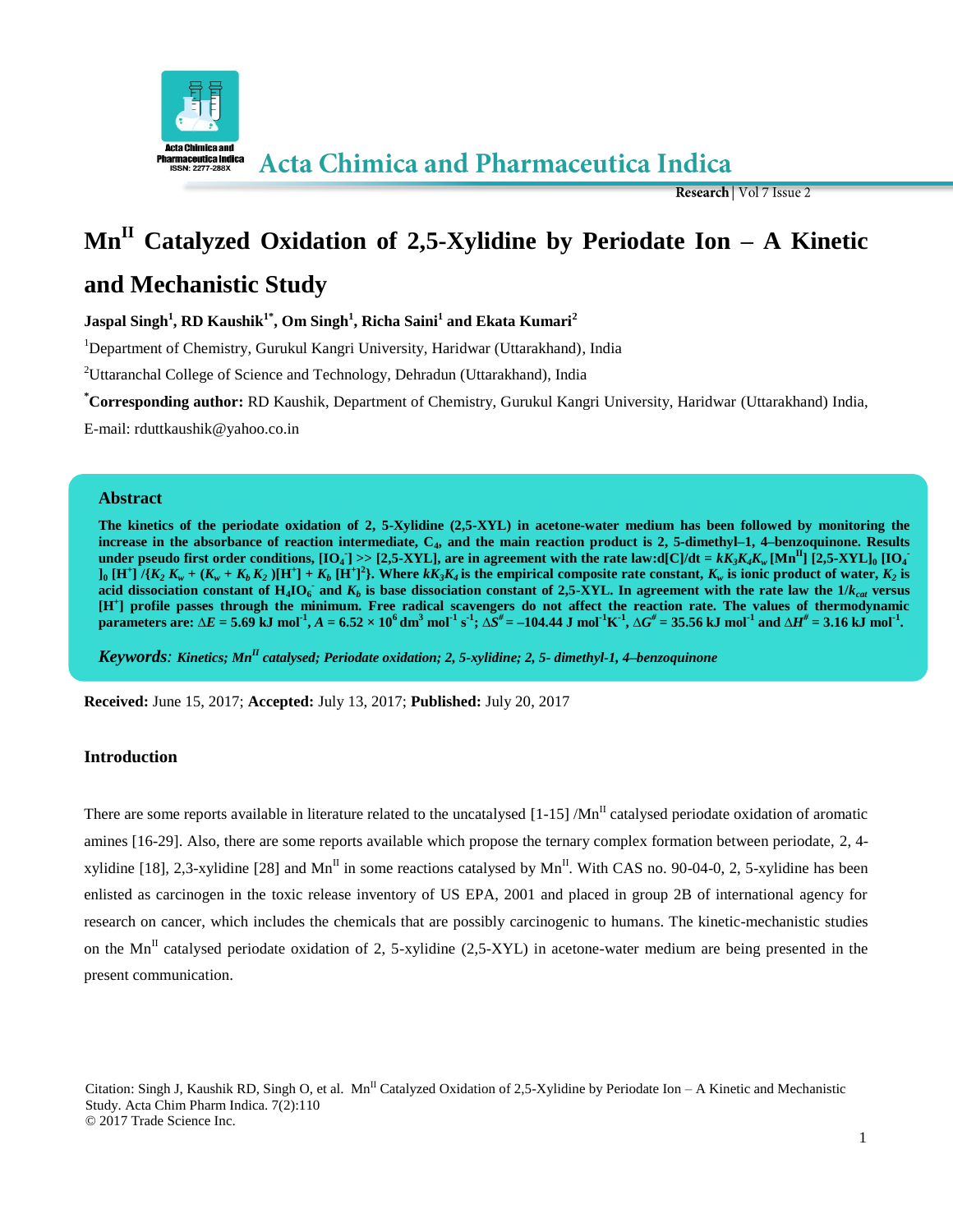# $Mn^{II}$ Catalyzed Oxidation of 2,5-Xylidine by Periodate Ion – A Kinetic and Mechanistic Study

**Jaspal Singh[1], RD Kaushik[1*], Om Singh[1], Richa Saini[1] and Ekata Kumari[2]**

[1]Department of Chemistry, Gurukul Kangri University, Haridwar (Uttarakhand), India

[2]Uttaranchal College of Science and Technology, Dehradun (Uttarakhand), India

**[*]Corresponding author:** RD Kaushik, Department of Chemistry, Gurukul Kangri University, Haridwar (Uttarakhand) India, E-mail: rduttkaushik@yahoo.co.in

## Abstract

**The kinetics of the periodate oxidation of 2, 5-Xylidine (2,5-XYL) in acetone-water medium has been followed by monitoring the increase in the absorbance of reaction intermediate, $C_4$, and the main reaction product is 2, 5-dimethyl–1, 4–benzoquinone. Results under pseudo first order conditions, $[IO_4^-] >> [2,5\text{-XYL}]$, are in agreement with the rate law: $d[C]/dt = kK_3K_4K_w [Mn^{II}] [2,5\text{-XYL}]_0 [IO_4^-]_0 [H^+] / \{K_2 K_w + (K_w + K_b K_2)[H^+] + K_b [H^+]^2\}$. Where $kK_3K_4$ is the empirical composite rate constant, $K_w$ is ionic product of water, $K_2$ is acid dissociation constant of $H_4IO_6^-$ and $K_b$ is base dissociation constant of 2,5-XYL. In agreement with the rate law the $1/k_{cat}$ versus $[H^+]$ profile passes through the minimum. Free radical scavengers do not affect the reaction rate. The values of thermodynamic parameters are: $\Delta E = 5.69$ kJ mol$^{-1}$, $A = 6.52 \times 10^6$ dm$^3$ mol$^{-1}$ s$^{-1}$; $\Delta S^{\#} = -104.44$ J mol$^{-1}$K$^{-1}$, $\Delta G^{\#} = 35.56$ kJ mol$^{-1}$ and $\Delta H^{\#} = 3.16$ kJ mol$^{-1}$.**

*Keywords: Kinetics; $Mn^{II}$ catalysed; Periodate oxidation; 2, 5-xylidine; 2, 5- dimethyl-1, 4–benzoquinone*

**Received:** June 15, 2017; **Accepted:** July 13, 2017; **Published:** July 20, 2017

## Introduction

There are some reports available in literature related to the uncatalysed [1-15] /$Mn^{II}$ catalysed periodate oxidation of aromatic amines [16-29]. Also, there are some reports available which propose the ternary complex formation between periodate, 2, 4-xylidine [18], 2,3-xylidine [28] and $Mn^{II}$ in some reactions catalysed by $Mn^{II}$. With CAS no. 90-04-0, 2, 5-xylidine has been enlisted as carcinogen in the toxic release inventory of US EPA, 2001 and placed in group 2B of international agency for research on cancer, which includes the chemicals that are possibly carcinogenic to humans. The kinetic-mechanistic studies on the $Mn^{II}$ catalysed periodate oxidation of 2, 5-xylidine (2,5-XYL) in acetone-water medium are being presented in the present communication.

Citation: Singh J, Kaushik RD, Singh O, et al. $Mn^{II}$ Catalyzed Oxidation of 2,5-Xylidine by Periodate Ion – A Kinetic and Mechanistic Study. Acta Chim Pharm Indica. 7(2):110
© 2017 Trade Science Inc.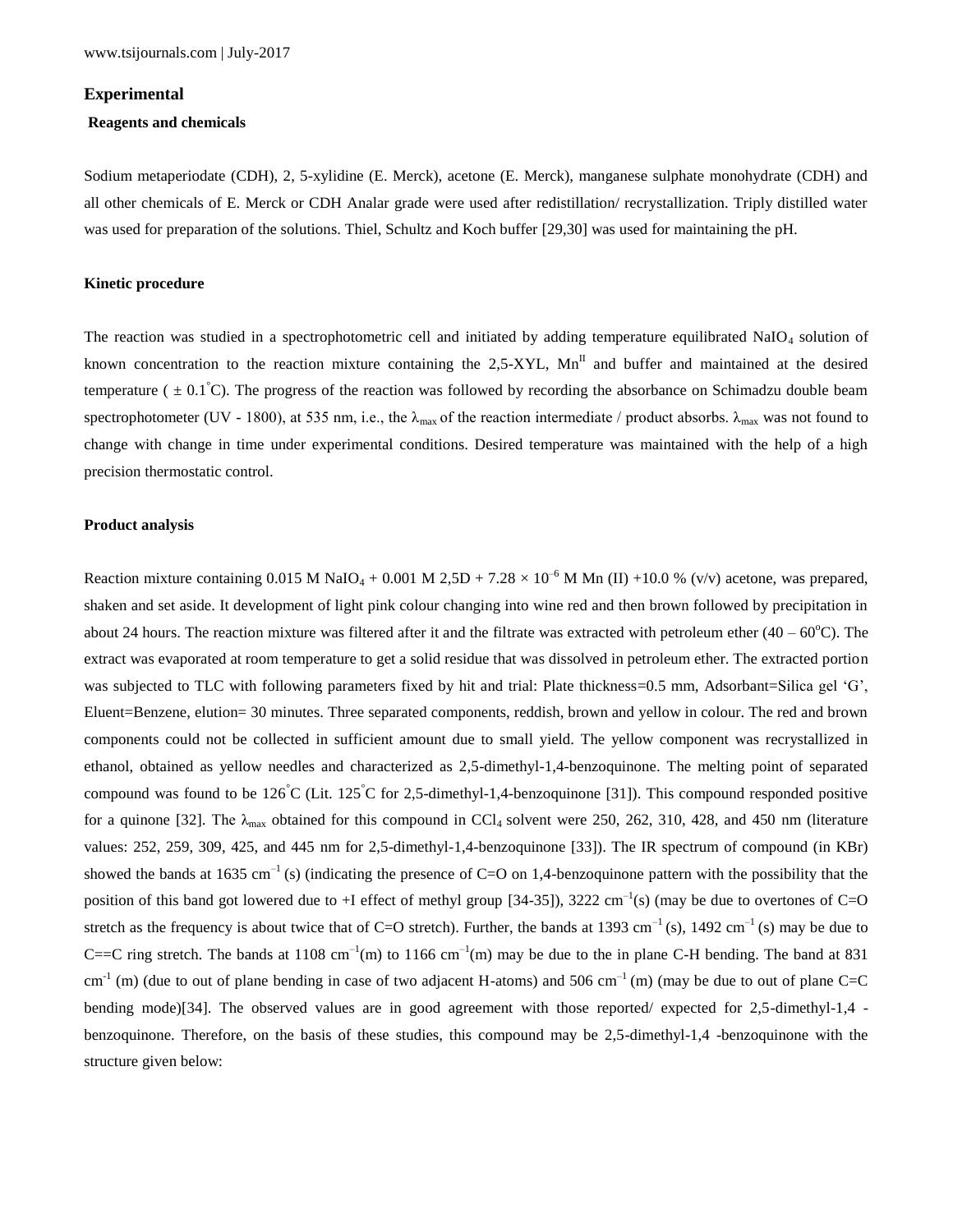## Experimental

### Reagents and chemicals

Sodium metaperiodate (CDH), 2, 5-xylidine (E. Merck), acetone (E. Merck), manganese sulphate monohydrate (CDH) and all other chemicals of E. Merck or CDH Analar grade were used after redistillation/ recrystallization. Triply distilled water was used for preparation of the solutions. Thiel, Schultz and Koch buffer [29,30] was used for maintaining the pH.

### Kinetic procedure

The reaction was studied in a spectrophotometric cell and initiated by adding temperature equilibrated $NaIO_4$ solution of known concentration to the reaction mixture containing the 2,5-XYL, $Mn^{II}$ and buffer and maintained at the desired temperature ( $\pm$ 0.1°C). The progress of the reaction was followed by recording the absorbance on Schimadzu double beam spectrophotometer (UV - 1800), at 535 nm, i.e., the $\lambda_{max}$ of the reaction intermediate / product absorbs. $\lambda_{max}$ was not found to change with change in time under experimental conditions. Desired temperature was maintained with the help of a high precision thermostatic control.

### Product analysis

Reaction mixture containing 0.015 M $NaIO_4$ + 0.001 M 2,5D + $7.28 \times 10^{-6}$ M Mn (II) +10.0 % (v/v) acetone, was prepared, shaken and set aside. It development of light pink colour changing into wine red and then brown followed by precipitation in about 24 hours. The reaction mixture was filtered after it and the filtrate was extracted with petroleum ether (40 – 60°C). The extract was evaporated at room temperature to get a solid residue that was dissolved in petroleum ether. The extracted portion was subjected to TLC with following parameters fixed by hit and trial: Plate thickness=0.5 mm, Adsorbant=Silica gel 'G', Eluent=Benzene, elution= 30 minutes. Three separated components, reddish, brown and yellow in colour. The red and brown components could not be collected in sufficient amount due to small yield. The yellow component was recrystallized in ethanol, obtained as yellow needles and characterized as 2,5-dimethyl-1,4-benzoquinone. The melting point of separated compound was found to be 126°C (Lit. 125°C for 2,5-dimethyl-1,4-benzoquinone [31]). This compound responded positive for a quinone [32]. The $\lambda_{max}$ obtained for this compound in $CCl_4$ solvent were 250, 262, 310, 428, and 450 nm (literature values: 252, 259, 309, 425, and 445 nm for 2,5-dimethyl-1,4-benzoquinone [33]). The IR spectrum of compound (in KBr) showed the bands at 1635 $cm^{-1}$ (s) (indicating the presence of C=O on 1,4-benzoquinone pattern with the possibility that the position of this band got lowered due to +I effect of methyl group [34-35]), 3222 $cm^{-1}$(s) (may be due to overtones of C=O stretch as the frequency is about twice that of C=O stretch). Further, the bands at 1393 $cm^{-1}$ (s), 1492 $cm^{-1}$ (s) may be due to C==C ring stretch. The bands at 1108 $cm^{-1}$(m) to 1166 $cm^{-1}$(m) may be due to the in plane C-H bending. The band at 831 $cm^{-1}$ (m) (due to out of plane bending in case of two adjacent H-atoms) and 506 $cm^{-1}$ (m) (may be due to out of plane C=C bending mode)[34]. The observed values are in good agreement with those reported/ expected for 2,5-dimethyl-1,4 -benzoquinone. Therefore, on the basis of these studies, this compound may be 2,5-dimethyl-1,4 -benzoquinone with the structure given below: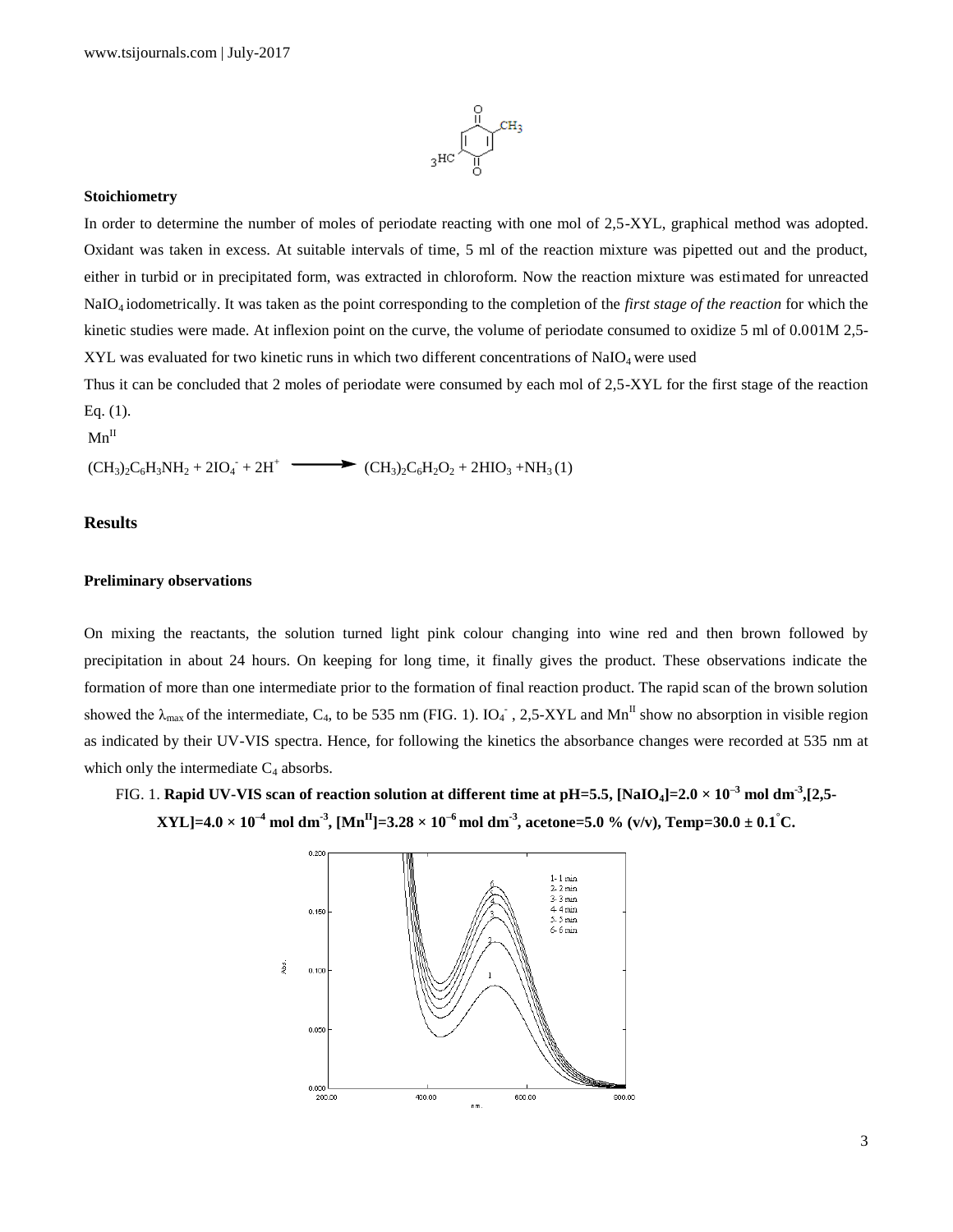## Stoichiometry

In order to determine the number of moles of periodate reacting with one mol of 2,5-XYL, graphical method was adopted. Oxidant was taken in excess. At suitable intervals of time, 5 ml of the reaction mixture was pipetted out and the product, either in turbid or in precipitated form, was extracted in chloroform. Now the reaction mixture was estimated for unreacted $NaIO_4$ iodometrically. It was taken as the point corresponding to the completion of the *first stage of the reaction* for which the kinetic studies were made. At inflexion point on the curve, the volume of periodate consumed to oxidize 5 ml of 0.001M 2,5-XYL was evaluated for two kinetic runs in which two different concentrations of $NaIO_4$ were used

Thus it can be concluded that 2 moles of periodate were consumed by each mol of 2,5-XYL for the first stage of the reaction Eq. (1).

$$(CH_3)_2C_6H_3NH_2 + 2IO_4^- + 2H^+ \xrightarrow{Mn^{II}} (CH_3)_2C_6H_2O_2 + 2HIO_3 + NH_3 \quad (1)$$

# Results

## Preliminary observations

On mixing the reactants, the solution turned light pink colour changing into wine red and then brown followed by precipitation in about 24 hours. On keeping for long time, it finally gives the product. These observations indicate the formation of more than one intermediate prior to the formation of final reaction product. The rapid scan of the brown solution showed the $\lambda_{max}$ of the intermediate, $C_4$, to be 535 nm (FIG. 1). $IO_4^-$, 2,5-XYL and $Mn^{II}$ show no absorption in visible region as indicated by their UV-VIS spectra. Hence, for following the kinetics the absorbance changes were recorded at 535 nm at which only the intermediate $C_4$ absorbs.

FIG. 1. **Rapid UV-VIS scan of reaction solution at different time at pH=5.5, $[NaIO_4]=2.0 \times 10^{-3}$ mol dm$^{-3}$, [2,5-XYL]=$4.0 \times 10^{-4}$ mol dm$^{-3}$, $[Mn^{II}]=3.28 \times 10^{-6}$ mol dm$^{-3}$, acetone=5.0 % (v/v), Temp=30.0 ± 0.1°C.**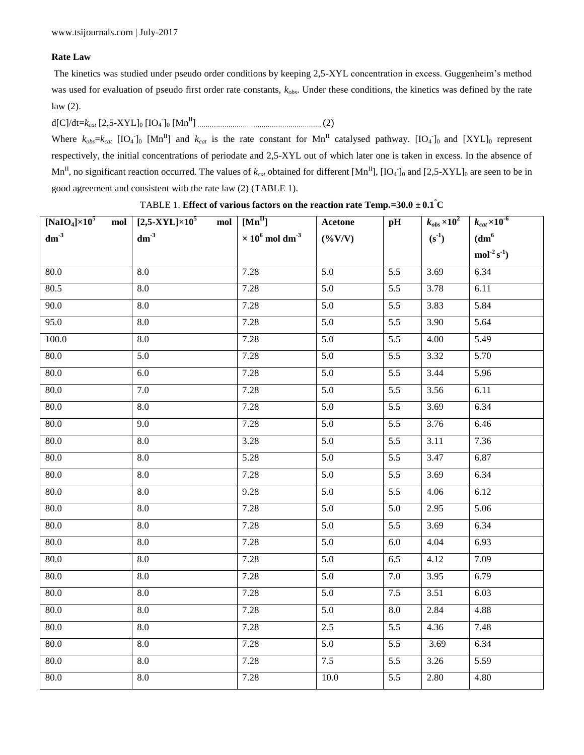### Rate Law

The kinetics was studied under pseudo order conditions by keeping 2,5-XYL concentration in excess. Guggenheim's method was used for evaluation of pseudo first order rate constants, $k_{obs}$. Under these conditions, the kinetics was defined by the rate law (2).

$$d[C]/dt = k_{cat}\,[2,5\text{-XYL}]_0\,[IO_4^-]_0\,[Mn^{II}] \quad (2)$$

Where $k_{obs}=k_{cat}\,[IO_4^-]_0\,[Mn^{II}]$ and $k_{cat}$ is the rate constant for $Mn^{II}$ catalysed pathway. $[IO_4^-]_0$ and $[XYL]_0$ represent respectively, the initial concentrations of periodate and 2,5-XYL out of which later one is taken in excess. In the absence of $Mn^{II}$, no significant reaction occurred. The values of $k_{cat}$ obtained for different $[Mn^{II}]$, $[IO_4^-]_0$ and $[2,5\text{-XYL}]_0$ are seen to be in good agreement and consistent with the rate law (2) (TABLE 1).

TABLE 1. **Effect of various factors on the reaction rate Temp.=30.0 ± 0.1°C**

| $[NaIO_4]\times10^5$ mol $dm^{-3}$ | $[2,5\text{-XYL}]\times10^5$ mol $dm^{-3}$ | $[Mn^{II}]$ $\times10^6$ mol $dm^{-3}$ | Acetone (%V/V) | pH | $k_{obs}\times10^2$ ($s^{-1}$) | $k_{cat}\times10^{-6}$ ($dm^6$ $mol^{-2}\,s^{-1}$) |
|---|---|---|---|---|---|---|
| 80.0 | 8.0 | 7.28 | 5.0 | 5.5 | 3.69 | 6.34 |
| 80.5 | 8.0 | 7.28 | 5.0 | 5.5 | 3.78 | 6.11 |
| 90.0 | 8.0 | 7.28 | 5.0 | 5.5 | 3.83 | 5.84 |
| 95.0 | 8.0 | 7.28 | 5.0 | 5.5 | 3.90 | 5.64 |
| 100.0 | 8.0 | 7.28 | 5.0 | 5.5 | 4.00 | 5.49 |
| 80.0 | 5.0 | 7.28 | 5.0 | 5.5 | 3.32 | 5.70 |
| 80.0 | 6.0 | 7.28 | 5.0 | 5.5 | 3.44 | 5.96 |
| 80.0 | 7.0 | 7.28 | 5.0 | 5.5 | 3.56 | 6.11 |
| 80.0 | 8.0 | 7.28 | 5.0 | 5.5 | 3.69 | 6.34 |
| 80.0 | 9.0 | 7.28 | 5.0 | 5.5 | 3.76 | 6.46 |
| 80.0 | 8.0 | 3.28 | 5.0 | 5.5 | 3.11 | 7.36 |
| 80.0 | 8.0 | 5.28 | 5.0 | 5.5 | 3.47 | 6.87 |
| 80.0 | 8.0 | 7.28 | 5.0 | 5.5 | 3.69 | 6.34 |
| 80.0 | 8.0 | 9.28 | 5.0 | 5.5 | 4.06 | 6.12 |
| 80.0 | 8.0 | 7.28 | 5.0 | 5.0 | 2.95 | 5.06 |
| 80.0 | 8.0 | 7.28 | 5.0 | 5.5 | 3.69 | 6.34 |
| 80.0 | 8.0 | 7.28 | 5.0 | 6.0 | 4.04 | 6.93 |
| 80.0 | 8.0 | 7.28 | 5.0 | 6.5 | 4.12 | 7.09 |
| 80.0 | 8.0 | 7.28 | 5.0 | 7.0 | 3.95 | 6.79 |
| 80.0 | 8.0 | 7.28 | 5.0 | 7.5 | 3.51 | 6.03 |
| 80.0 | 8.0 | 7.28 | 5.0 | 8.0 | 2.84 | 4.88 |
| 80.0 | 8.0 | 7.28 | 2.5 | 5.5 | 4.36 | 7.48 |
| 80.0 | 8.0 | 7.28 | 5.0 | 5.5 | 3.69 | 6.34 |
| 80.0 | 8.0 | 7.28 | 7.5 | 5.5 | 3.26 | 5.59 |
| 80.0 | 8.0 | 7.28 | 10.0 | 5.5 | 2.80 | 4.80 |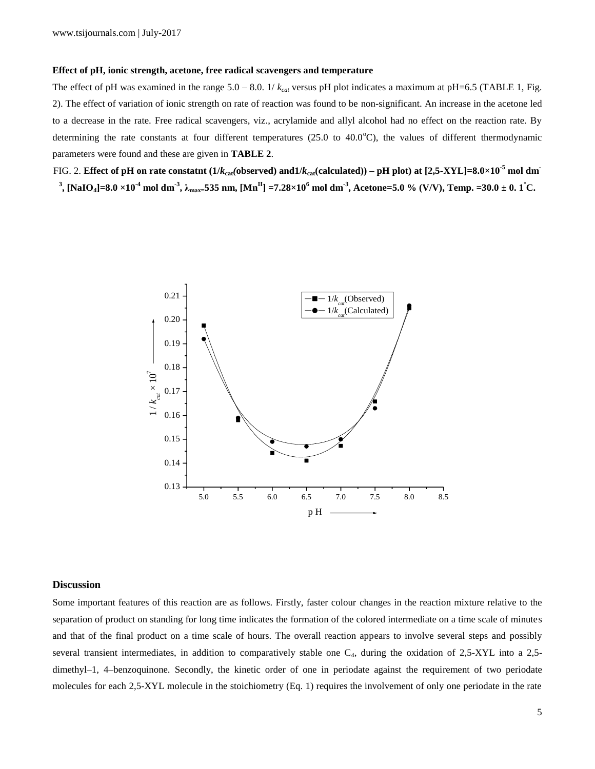### Effect of pH, ionic strength, acetone, free radical scavengers and temperature

The effect of pH was examined in the range 5.0 – 8.0. 1/ $k_{cat}$ versus pH plot indicates a maximum at pH=6.5 (TABLE 1, Fig. 2). The effect of variation of ionic strength on rate of reaction was found to be non-significant. An increase in the acetone led to a decrease in the rate. Free radical scavengers, viz., acrylamide and allyl alcohol had no effect on the reaction rate. By determining the rate constants at four different temperatures (25.0 to 40.0°C), the values of different thermodynamic parameters were found and these are given in **TABLE 2**.

FIG. 2. **Effect of pH on rate constatnt (1/$k_{cat}$(observed) and1/$k_{cat}$(calculated)) – pH plot) at [2,5-XYL]=8.0×$10^{-5}$ mol $dm^{-3}$, [$NaIO_4$]=8.0 ×$10^{-4}$ mol $dm^{-3}$, $\lambda_{max}$=535 nm, [$Mn^{II}$] =7.28×$10^{6}$ mol $dm^{-3}$, Acetone=5.0 % (V/V), Temp. =30.0 ± 0. 1°C.**

## Discussion

Some important features of this reaction are as follows. Firstly, faster colour changes in the reaction mixture relative to the separation of product on standing for long time indicates the formation of the colored intermediate on a time scale of minutes and that of the final product on a time scale of hours. The overall reaction appears to involve several steps and possibly several transient intermediates, in addition to comparatively stable one $C_4$, during the oxidation of 2,5-XYL into a 2,5-dimethyl–1, 4–benzoquinone. Secondly, the kinetic order of one in periodate against the requirement of two periodate molecules for each 2,5-XYL molecule in the stoichiometry (Eq. 1) requires the involvement of only one periodate in the rate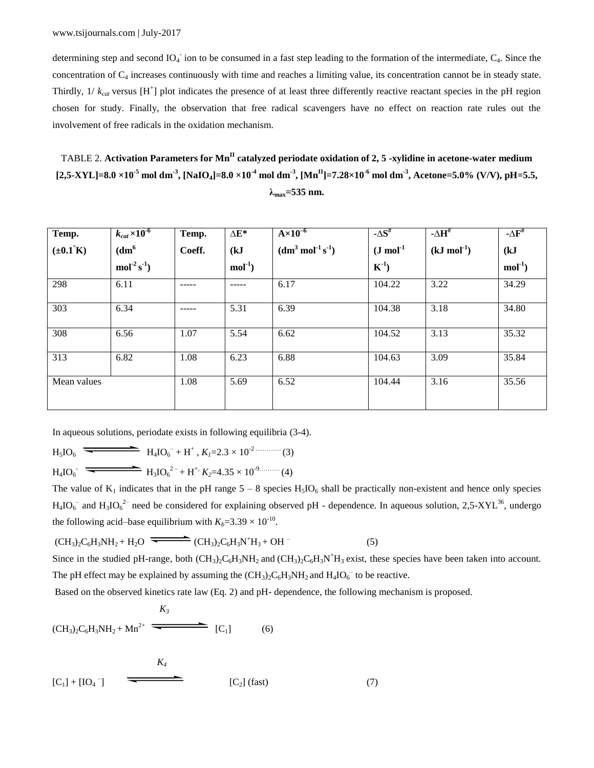determining step and second $IO_4^-$ ion to be consumed in a fast step leading to the formation of the intermediate, $C_4$. Since the concentration of $C_4$ increases continuously with time and reaches a limiting value, its concentration cannot be in steady state. Thirdly, $1/k_{cat}$ versus $[H^+]$ plot indicates the presence of at least three differently reactive reactant species in the pH region chosen for study. Finally, the observation that free radical scavengers have no effect on reaction rate rules out the involvement of free radicals in the oxidation mechanism.

TABLE 2. **Activation Parameters for $Mn^{II}$ catalyzed periodate oxidation of 2, 5 -xylidine in acetone-water medium [2,5-XYL]=8.0 ×10$^{-5}$ mol dm$^{-3}$, [$NaIO_4$]=8.0 ×10$^{-4}$ mol dm$^{-3}$, [$Mn^{II}$]=7.28×10$^{-6}$ mol dm$^{-3}$, Acetone=5.0% (V/V), pH=5.5, $\lambda_{max}$=535 nm.**

| Temp. (±0.1°K) | $k_{cat}$ ×10$^{-6}$ (dm$^6$ mol$^{-2}$ s$^{-1}$) | Temp. Coeff. | ΔE* (kJ mol$^{-1}$) | A×10$^{-6}$ (dm$^3$ mol$^{-1}$ s$^{-1}$) | -ΔS$^{\#}$ (J mol$^{-1}$ K$^{-1}$) | -ΔH$^{\#}$ (kJ mol$^{-1}$) | -ΔF$^{\#}$ (kJ mol$^{-1}$) |
|---|---|---|---|---|---|---|---|
| 298 | 6.11 | ----- | ----- | 6.17 | 104.22 | 3.22 | 34.29 |
| 303 | 6.34 | ----- | 5.31 | 6.39 | 104.38 | 3.18 | 34.80 |
| 308 | 6.56 | 1.07 | 5.54 | 6.62 | 104.52 | 3.13 | 35.32 |
| 313 | 6.82 | 1.08 | 6.23 | 6.88 | 104.63 | 3.09 | 35.84 |
| Mean values | | 1.08 | 5.69 | 6.52 | 104.44 | 3.16 | 35.56 |

In aqueous solutions, periodate exists in following equilibria (3-4).

$$H_5IO_6 \rightleftharpoons H_4IO_6^- + H^+, \; K_1 = 2.3 \times 10^{-2} \quad (3)$$

$$H_4IO_6^- \rightleftharpoons H_3IO_6^{2-} + H^+, \; K_2 = 4.35 \times 10^{-9} \quad (4)$$

The value of $K_1$ indicates that in the pH range 5 – 8 species $H_5IO_6$ shall be practically non-existent and hence only species $H_4IO_6^-$ and $H_3IO_6^{2-}$ need be considered for explaining observed pH - dependence. In aqueous solution, 2,5-XYL[36], undergo the following acid–base equilibrium with $K_b$=3.39 × 10$^{-10}$.

$$(CH_3)_2C_6H_3NH_2 + H_2O \rightleftharpoons (CH_3)_2C_6H_3N^+H_3 + OH^- \quad (5)$$

Since in the studied pH-range, both $(CH_3)_2C_6H_3NH_2$ and $(CH_3)_2C_6H_3N^+H_3$ exist, these species have been taken into account. The pH effect may be explained by assuming the $(CH_3)_2C_6H_3NH_2$ and $H_4IO_6^-$ to be reactive.

Based on the observed kinetics rate law (Eq. 2) and pH- dependence, the following mechanism is proposed.

$$(CH_3)_2C_6H_3NH_2 + Mn^{2+} \overset{K_3}{\rightleftharpoons} [C_1] \quad (6)$$

$$[C_1] + [IO_4^-] \overset{K_4}{\rightleftharpoons} [C_2] \text{ (fast)} \quad (7)$$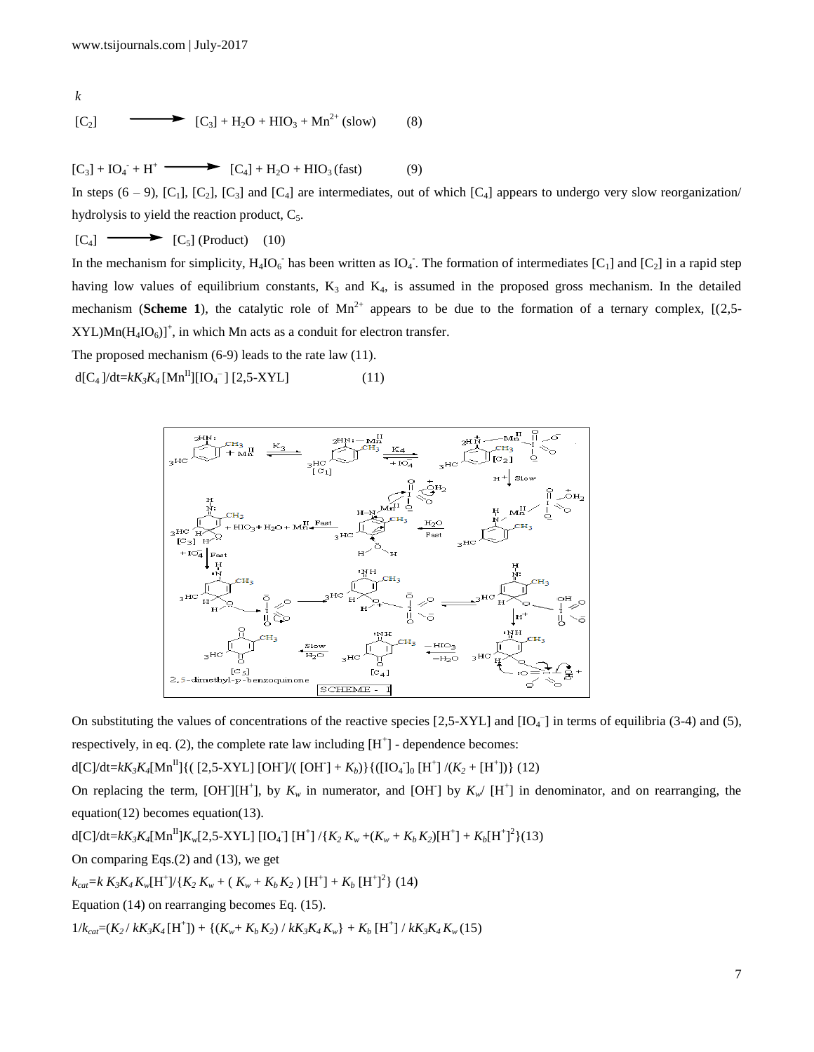$$[C_2] \xrightarrow{k} [C_3] + H_2O + HIO_3 + Mn^{2+} \text{ (slow)} \quad (8)$$

$$[C_3] + IO_4^- + H^+ \longrightarrow [C_4] + H_2O + HIO_3 \text{ (fast)} \quad (9)$$

In steps (6 – 9), $[C_1]$, $[C_2]$, $[C_3]$ and $[C_4]$ are intermediates, out of which $[C_4]$ appears to undergo very slow reorganization/ hydrolysis to yield the reaction product, $C_5$.

$$[C_4] \longrightarrow [C_5] \text{ (Product)} \quad (10)$$

In the mechanism for simplicity, $H_4IO_6^-$ has been written as $IO_4^-$. The formation of intermediates $[C_1]$ and $[C_2]$ in a rapid step having low values of equilibrium constants, $K_3$ and $K_4$, is assumed in the proposed gross mechanism. In the detailed mechanism (**Scheme 1**), the catalytic role of $Mn^{2+}$ appears to be due to the formation of a ternary complex, $[(2,5\text{-XYL})Mn(H_4IO_6)]^+$, in which Mn acts as a conduit for electron transfer.

The proposed mechanism (6-9) leads to the rate law (11).

$$d[C_4]/dt = kK_3K_4[Mn^{II}][IO_4^-][2,5\text{-XYL}] \quad (11)$$

SCHEME - I

On substituting the values of concentrations of the reactive species [2,5-XYL] and $[IO_4^-]$ in terms of equilibria (3-4) and (5), respectively, in eq. (2), the complete rate law including $[H^+]$ - dependence becomes:

$$d[C]/dt = kK_3K_4[Mn^{II}]\{([2,5\text{-XYL}][OH^-]/([OH^-] + K_b)\}\{([IO_4^-]_0[H^+]/(K_2 + [H^+])\} \quad (12)$$

On replacing the term, $[OH^-][H^+]$, by $K_w$ in numerator, and $[OH^-]$ by $K_w/[H^+]$ in denominator, and on rearranging, the equation(12) becomes equation(13).

$$d[C]/dt = kK_3K_4[Mn^{II}]K_w[2,5\text{-XYL}][IO_4^-][H^+]/\{K_2K_w + (K_w + K_bK_2)[H^+] + K_b[H^+]^2\} \quad (13)$$

On comparing Eqs.(2) and (13), we get

$$k_{cat} = kK_3K_4K_w[H^+]/\{K_2K_w + (K_w + K_bK_2)[H^+] + K_b[H^+]^2\} \quad (14)$$

Equation (14) on rearranging becomes Eq. (15).

$$1/k_{cat} = (K_2/kK_3K_4[H^+]) + \{(K_w + K_bK_2)/kK_3K_4K_w\} + K_b[H^+]/kK_3K_4K_w \quad (15)$$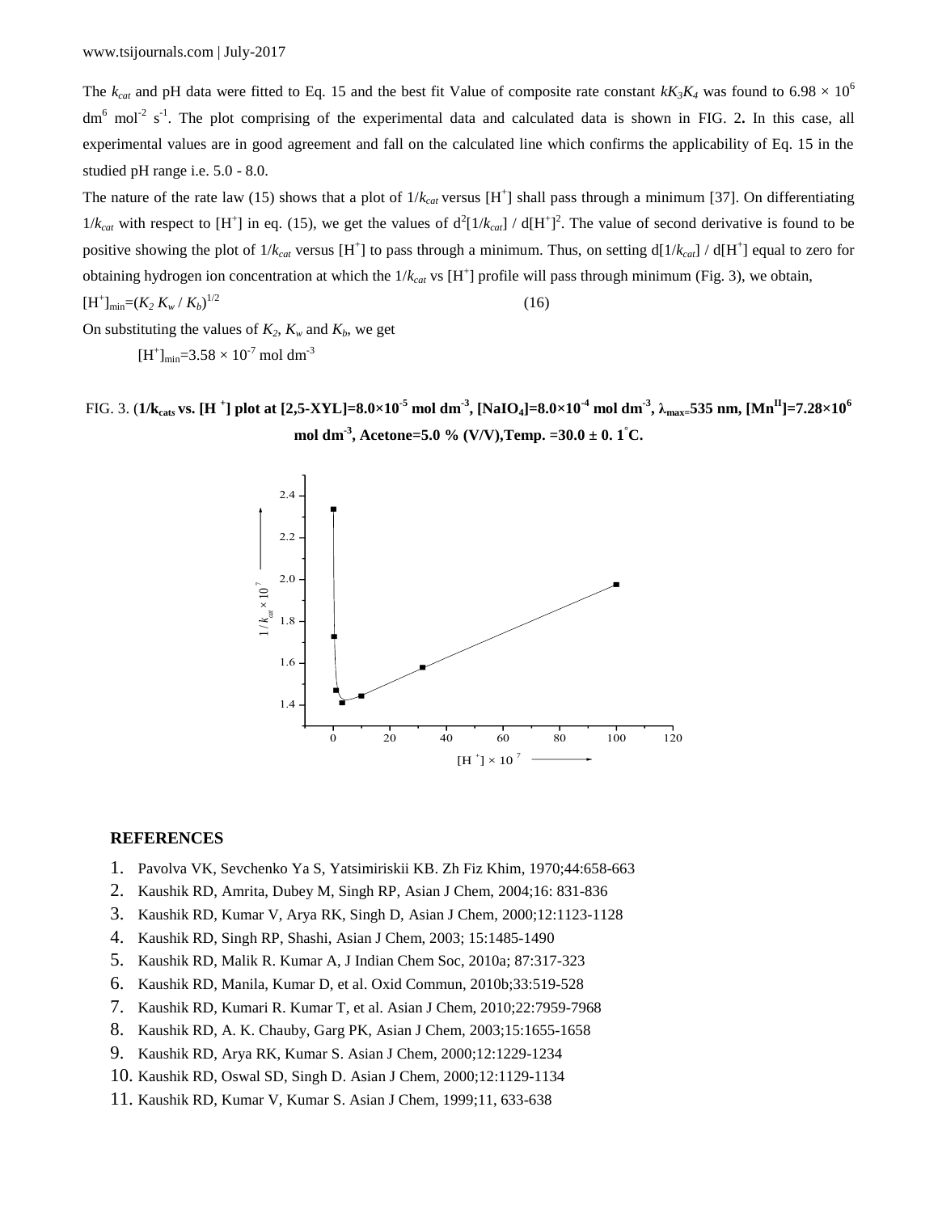The $k_{cat}$ and pH data were fitted to Eq. 15 and the best fit Value of composite rate constant $kK_3K_4$ was found to $6.98 \times 10^6$ $dm^6$ $mol^{-2}$ $s^{-1}$. The plot comprising of the experimental data and calculated data is shown in FIG. 2**.** In this case, all experimental values are in good agreement and fall on the calculated line which confirms the applicability of Eq. 15 in the studied pH range i.e. 5.0 - 8.0.

The nature of the rate law (15) shows that a plot of $1/k_{cat}$ versus $[H^+]$ shall pass through a minimum [37]. On differentiating $1/k_{cat}$ with respect to $[H^+]$ in eq. (15), we get the values of $d^2[1/k_{cat}] / d[H^+]^2$. The value of second derivative is found to be positive showing the plot of $1/k_{cat}$ versus $[H^+]$ to pass through a minimum. Thus, on setting $d[1/k_{cat}] / d[H^+]$ equal to zero for obtaining hydrogen ion concentration at which the $1/k_{cat}$ vs $[H^+]$ profile will pass through minimum (Fig. 3), we obtain,

$$[H^+]_{min}=(K_2 K_w / K_b)^{1/2} \qquad (16)$$

On substituting the values of $K_2$, $K_w$ and $K_b$, we get

$$[H^+]_{min}=3.58 \times 10^{-7} \text{ mol dm}^{-3}$$

FIG. 3. (**$1/k_{cats}$ vs. $[H^+]$ plot at [2,5-XYL]=$8.0\times10^{-5}$ mol dm$^{-3}$, [$NaIO_4$]=$8.0\times10^{-4}$ mol dm$^{-3}$, $\lambda_{max}$=535 nm, [$Mn^{II}$]=$7.28\times10^6$ mol dm$^{-3}$, Acetone=5.0 % (V/V),Temp. =30.0 ± 0. 1°C.**

## REFERENCES

1. Pavolva VK, Sevchenko Ya S, Yatsimiriskii KB. Zh Fiz Khim, 1970;44:658-663
2. Kaushik RD, Amrita, Dubey M, Singh RP, Asian J Chem, 2004;16: 831-836
3. Kaushik RD, Kumar V, Arya RK, Singh D, Asian J Chem, 2000;12:1123-1128
4. Kaushik RD, Singh RP, Shashi, Asian J Chem, 2003; 15:1485-1490
5. Kaushik RD, Malik R. Kumar A, J Indian Chem Soc, 2010a; 87:317-323
6. Kaushik RD, Manila, Kumar D, et al. Oxid Commun, 2010b;33:519-528
7. Kaushik RD, Kumari R. Kumar T, et al. Asian J Chem, 2010;22:7959-7968
8. Kaushik RD, A. K. Chauby, Garg PK, Asian J Chem, 2003;15:1655-1658
9. Kaushik RD, Arya RK, Kumar S. Asian J Chem, 2000;12:1229-1234
10. Kaushik RD, Oswal SD, Singh D. Asian J Chem, 2000;12:1129-1134
11. Kaushik RD, Kumar V, Kumar S. Asian J Chem, 1999;11, 633-638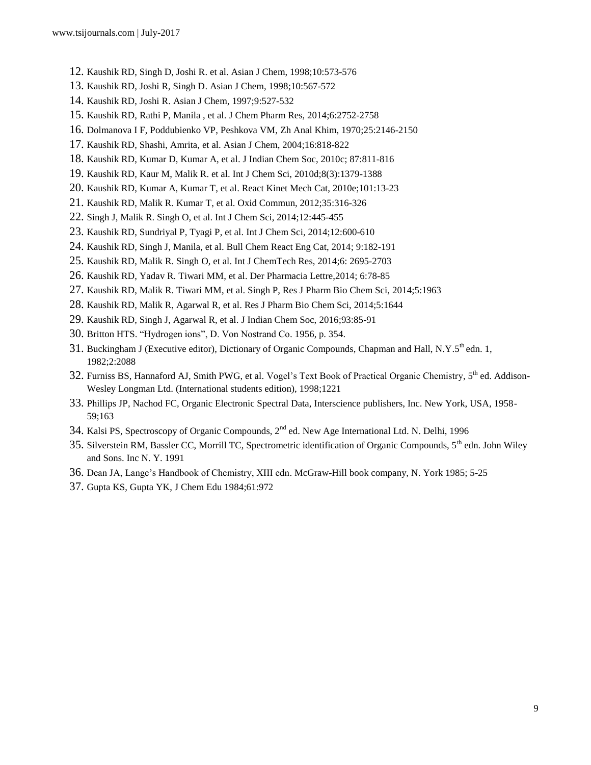12. Kaushik RD, Singh D, Joshi R. et al. Asian J Chem, 1998;10:573-576
13. Kaushik RD, Joshi R, Singh D. Asian J Chem, 1998;10:567-572
14. Kaushik RD, Joshi R. Asian J Chem, 1997;9:527-532
15. Kaushik RD, Rathi P, Manila , et al. J Chem Pharm Res, 2014;6:2752-2758
16. Dolmanova I F, Poddubienko VP, Peshkova VM, Zh Anal Khim, 1970;25:2146-2150
17. Kaushik RD, Shashi, Amrita, et al. Asian J Chem, 2004;16:818-822
18. Kaushik RD, Kumar D, Kumar A, et al. J Indian Chem Soc, 2010c; 87:811-816
19. Kaushik RD, Kaur M, Malik R. et al. Int J Chem Sci, 2010d;8(3):1379-1388
20. Kaushik RD, Kumar A, Kumar T, et al. React Kinet Mech Cat, 2010e;101:13-23
21. Kaushik RD, Malik R. Kumar T, et al. Oxid Commun, 2012;35:316-326
22. Singh J, Malik R. Singh O, et al. Int J Chem Sci, 2014;12:445-455
23. Kaushik RD, Sundriyal P, Tyagi P, et al. Int J Chem Sci, 2014;12:600-610
24. Kaushik RD, Singh J, Manila, et al. Bull Chem React Eng Cat, 2014; 9:182-191
25. Kaushik RD, Malik R. Singh O, et al. Int J ChemTech Res, 2014;6: 2695-2703
26. Kaushik RD, Yadav R. Tiwari MM, et al. Der Pharmacia Lettre,2014; 6:78-85
27. Kaushik RD, Malik R. Tiwari MM, et al. Singh P, Res J Pharm Bio Chem Sci, 2014;5:1963
28. Kaushik RD, Malik R, Agarwal R, et al. Res J Pharm Bio Chem Sci, 2014;5:1644
29. Kaushik RD, Singh J, Agarwal R, et al. J Indian Chem Soc, 2016;93:85-91
30. Britton HTS. "Hydrogen ions", D. Von Nostrand Co. 1956, p. 354.
31. Buckingham J (Executive editor), Dictionary of Organic Compounds, Chapman and Hall, N.Y.5th edn. 1, 1982;2:2088
32. Furniss BS, Hannaford AJ, Smith PWG, et al. Vogel's Text Book of Practical Organic Chemistry, 5th ed. Addison-Wesley Longman Ltd. (International students edition), 1998;1221
33. Phillips JP, Nachod FC, Organic Electronic Spectral Data, Interscience publishers, Inc. New York, USA, 1958-59;163
34. Kalsi PS, Spectroscopy of Organic Compounds, 2nd ed. New Age International Ltd. N. Delhi, 1996
35. Silverstein RM, Bassler CC, Morrill TC, Spectrometric identification of Organic Compounds, 5th edn. John Wiley and Sons. Inc N. Y. 1991
36. Dean JA, Lange's Handbook of Chemistry, XIII edn. McGraw-Hill book company, N. York 1985; 5-25
37. Gupta KS, Gupta YK, J Chem Edu 1984;61:972